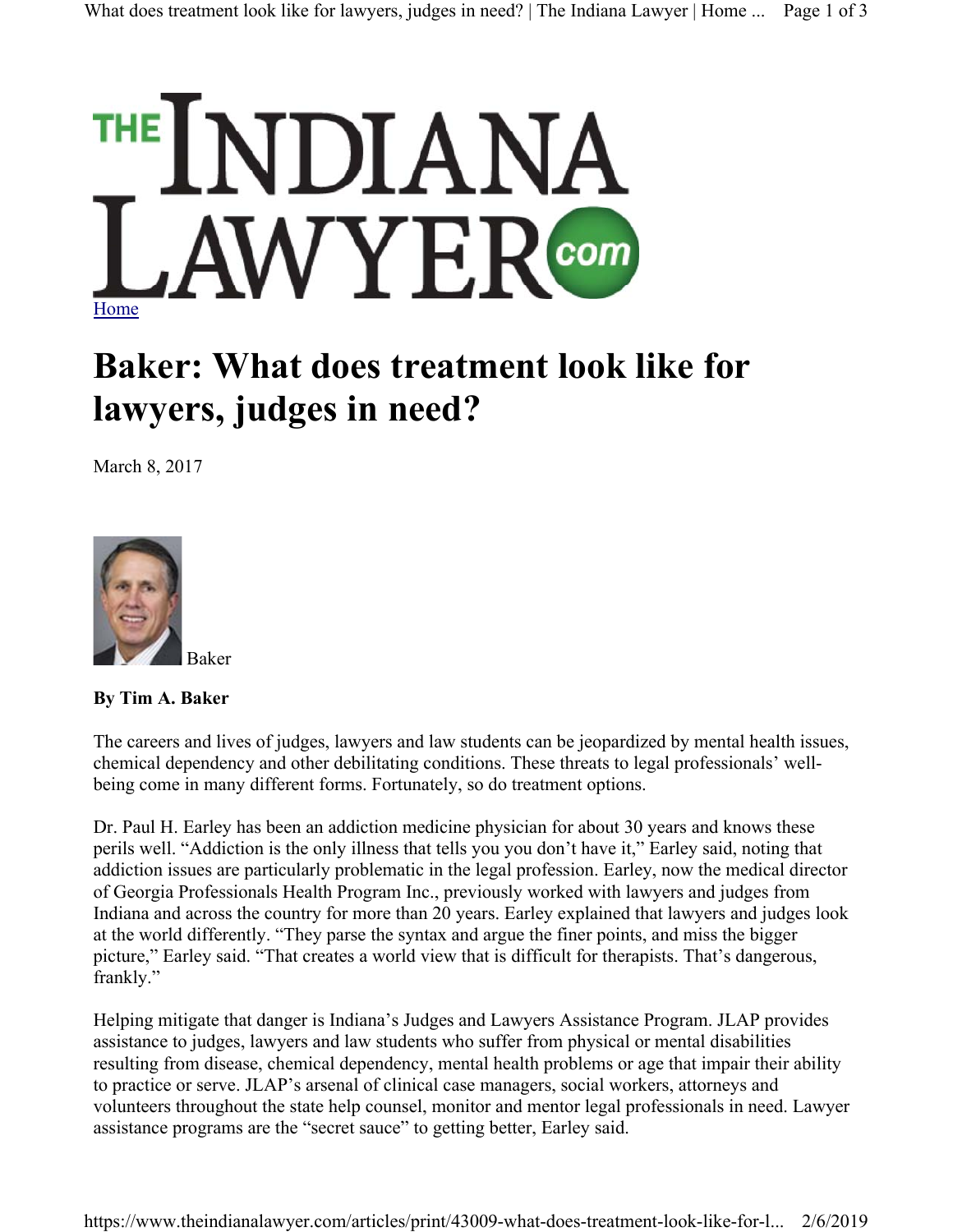Home

# Baker: What does treatment look like for lawyers, judges in need?

March 8, 2017

Baker

**By Tim A. Baker**

The careers and lives of judges, lawyers and law students can be jeopardized by mental health issues, chemical dependency and other debilitating conditions. These threats to legal professionals' well-being come in many different forms. Fortunately, so do treatment options.

Dr. Paul H. Earley has been an addiction medicine physician for about 30 years and knows these perils well. "Addiction is the only illness that tells you you don't have it," Earley said, noting that addiction issues are particularly problematic in the legal profession. Earley, now the medical director of Georgia Professionals Health Program Inc., previously worked with lawyers and judges from Indiana and across the country for more than 20 years. Earley explained that lawyers and judges look at the world differently. "They parse the syntax and argue the finer points, and miss the bigger picture," Earley said. "That creates a world view that is difficult for therapists. That's dangerous, frankly."

Helping mitigate that danger is Indiana's Judges and Lawyers Assistance Program. JLAP provides assistance to judges, lawyers and law students who suffer from physical or mental disabilities resulting from disease, chemical dependency, mental health problems or age that impair their ability to practice or serve. JLAP's arsenal of clinical case managers, social workers, attorneys and volunteers throughout the state help counsel, monitor and mentor legal professionals in need. Lawyer assistance programs are the "secret sauce" to getting better, Earley said.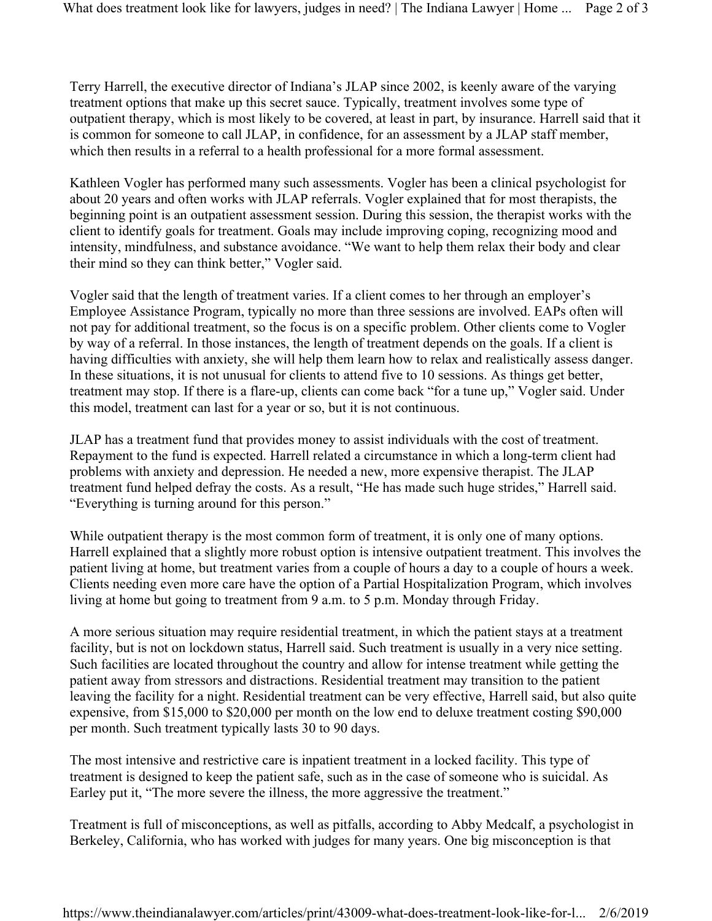Terry Harrell, the executive director of Indiana's JLAP since 2002, is keenly aware of the varying treatment options that make up this secret sauce. Typically, treatment involves some type of outpatient therapy, which is most likely to be covered, at least in part, by insurance. Harrell said that it is common for someone to call JLAP, in confidence, for an assessment by a JLAP staff member, which then results in a referral to a health professional for a more formal assessment.

Kathleen Vogler has performed many such assessments. Vogler has been a clinical psychologist for about 20 years and often works with JLAP referrals. Vogler explained that for most therapists, the beginning point is an outpatient assessment session. During this session, the therapist works with the client to identify goals for treatment. Goals may include improving coping, recognizing mood and intensity, mindfulness, and substance avoidance. "We want to help them relax their body and clear their mind so they can think better," Vogler said.

Vogler said that the length of treatment varies. If a client comes to her through an employer's Employee Assistance Program, typically no more than three sessions are involved. EAPs often will not pay for additional treatment, so the focus is on a specific problem. Other clients come to Vogler by way of a referral. In those instances, the length of treatment depends on the goals. If a client is having difficulties with anxiety, she will help them learn how to relax and realistically assess danger. In these situations, it is not unusual for clients to attend five to 10 sessions. As things get better, treatment may stop. If there is a flare-up, clients can come back "for a tune up," Vogler said. Under this model, treatment can last for a year or so, but it is not continuous.

JLAP has a treatment fund that provides money to assist individuals with the cost of treatment. Repayment to the fund is expected. Harrell related a circumstance in which a long-term client had problems with anxiety and depression. He needed a new, more expensive therapist. The JLAP treatment fund helped defray the costs. As a result, "He has made such huge strides," Harrell said. "Everything is turning around for this person."

While outpatient therapy is the most common form of treatment, it is only one of many options. Harrell explained that a slightly more robust option is intensive outpatient treatment. This involves the patient living at home, but treatment varies from a couple of hours a day to a couple of hours a week. Clients needing even more care have the option of a Partial Hospitalization Program, which involves living at home but going to treatment from 9 a.m. to 5 p.m. Monday through Friday.

A more serious situation may require residential treatment, in which the patient stays at a treatment facility, but is not on lockdown status, Harrell said. Such treatment is usually in a very nice setting. Such facilities are located throughout the country and allow for intense treatment while getting the patient away from stressors and distractions. Residential treatment may transition to the patient leaving the facility for a night. Residential treatment can be very effective, Harrell said, but also quite expensive, from $15,000 to $20,000 per month on the low end to deluxe treatment costing $90,000 per month. Such treatment typically lasts 30 to 90 days.

The most intensive and restrictive care is inpatient treatment in a locked facility. This type of treatment is designed to keep the patient safe, such as in the case of someone who is suicidal. As Earley put it, "The more severe the illness, the more aggressive the treatment."

Treatment is full of misconceptions, as well as pitfalls, according to Abby Medcalf, a psychologist in Berkeley, California, who has worked with judges for many years. One big misconception is that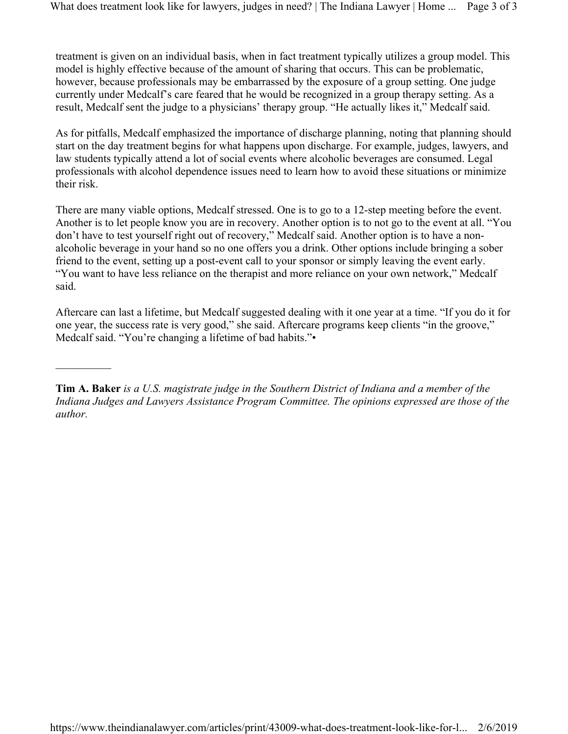treatment is given on an individual basis, when in fact treatment typically utilizes a group model. This model is highly effective because of the amount of sharing that occurs. This can be problematic, however, because professionals may be embarrassed by the exposure of a group setting. One judge currently under Medcalf's care feared that he would be recognized in a group therapy setting. As a result, Medcalf sent the judge to a physicians' therapy group. "He actually likes it," Medcalf said.

As for pitfalls, Medcalf emphasized the importance of discharge planning, noting that planning should start on the day treatment begins for what happens upon discharge. For example, judges, lawyers, and law students typically attend a lot of social events where alcoholic beverages are consumed. Legal professionals with alcohol dependence issues need to learn how to avoid these situations or minimize their risk.

There are many viable options, Medcalf stressed. One is to go to a 12-step meeting before the event. Another is to let people know you are in recovery. Another option is to not go to the event at all. "You don't have to test yourself right out of recovery," Medcalf said. Another option is to have a non-alcoholic beverage in your hand so no one offers you a drink. Other options include bringing a sober friend to the event, setting up a post-event call to your sponsor or simply leaving the event early. "You want to have less reliance on the therapist and more reliance on your own network," Medcalf said.

Aftercare can last a lifetime, but Medcalf suggested dealing with it one year at a time. "If you do it for one year, the success rate is very good," she said. Aftercare programs keep clients "in the groove," Medcalf said. "You're changing a lifetime of bad habits."•

---

**Tim A. Baker** *is a U.S. magistrate judge in the Southern District of Indiana and a member of the Indiana Judges and Lawyers Assistance Program Committee. The opinions expressed are those of the author.*